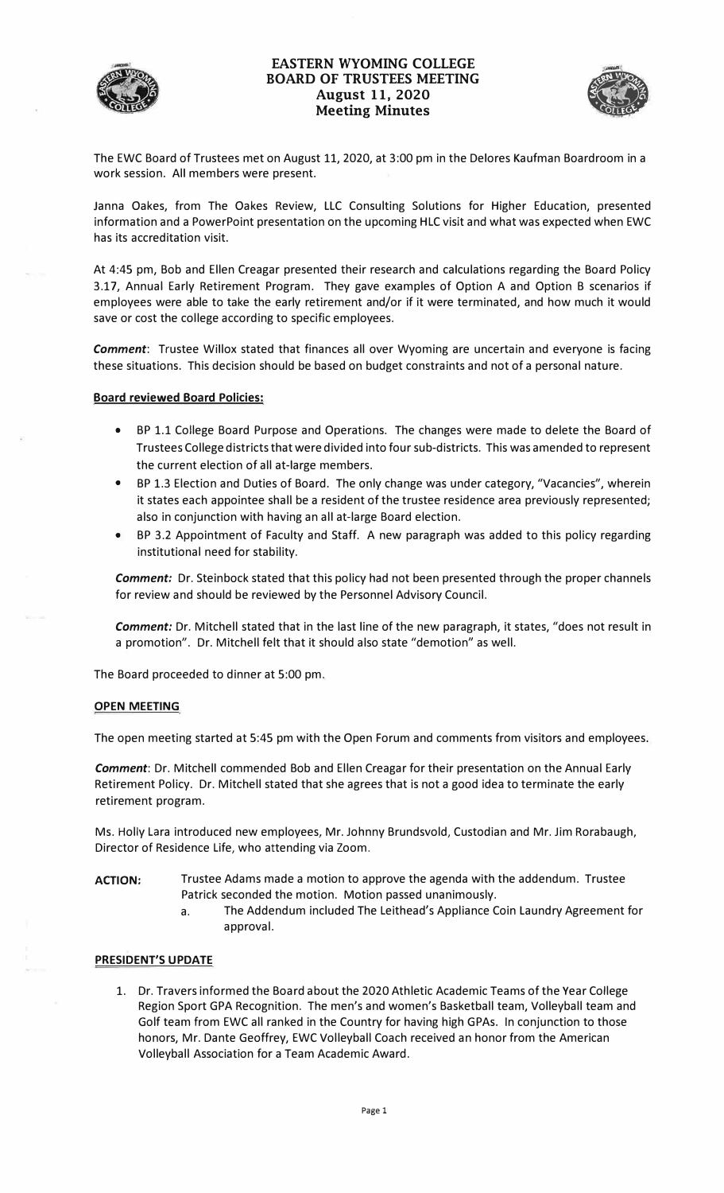# EASTERN WYOMING COLLEGE
# BOARD OF TRUSTEES MEETING
## August 11, 2020
## Meeting Minutes

The EWC Board of Trustees met on August 11, 2020, at 3:00 pm in the Delores Kaufman Boardroom in a work session. All members were present.

Janna Oakes, from The Oakes Review, LLC Consulting Solutions for Higher Education, presented information and a PowerPoint presentation on the upcoming HLC visit and what was expected when EWC has its accreditation visit.

At 4:45 pm, Bob and Ellen Creagar presented their research and calculations regarding the Board Policy 3.17, Annual Early Retirement Program. They gave examples of Option A and Option B scenarios if employees were able to take the early retirement and/or if it were terminated, and how much it would save or cost the college according to specific employees.

***Comment***: Trustee Willox stated that finances all over Wyoming are uncertain and everyone is facing these situations. This decision should be based on budget constraints and not of a personal nature.

**Board reviewed Board Policies:**

- BP 1.1 College Board Purpose and Operations. The changes were made to delete the Board of Trustees College districts that were divided into four sub-districts. This was amended to represent the current election of all at-large members.
- BP 1.3 Election and Duties of Board. The only change was under category, "Vacancies", wherein it states each appointee shall be a resident of the trustee residence area previously represented; also in conjunction with having an all at-large Board election.
- BP 3.2 Appointment of Faculty and Staff. A new paragraph was added to this policy regarding institutional need for stability.

***Comment:*** Dr. Steinbock stated that this policy had not been presented through the proper channels for review and should be reviewed by the Personnel Advisory Council.

***Comment:*** Dr. Mitchell stated that in the last line of the new paragraph, it states, "does not result in a promotion". Dr. Mitchell felt that it should also state "demotion" as well.

The Board proceeded to dinner at 5:00 pm.

**OPEN MEETING**

The open meeting started at 5:45 pm with the Open Forum and comments from visitors and employees.

***Comment***: Dr. Mitchell commended Bob and Ellen Creagar for their presentation on the Annual Early Retirement Policy. Dr. Mitchell stated that she agrees that is not a good idea to terminate the early retirement program.

Ms. Holly Lara introduced new employees, Mr. Johnny Brundsvold, Custodian and Mr. Jim Rorabaugh, Director of Residence Life, who attending via Zoom.

**ACTION:** Trustee Adams made a motion to approve the agenda with the addendum. Trustee Patrick seconded the motion. Motion passed unanimously.

a. The Addendum included The Leithead's Appliance Coin Laundry Agreement for approval.

**PRESIDENT'S UPDATE**

1. Dr. Travers informed the Board about the 2020 Athletic Academic Teams of the Year College Region Sport GPA Recognition. The men's and women's Basketball team, Volleyball team and Golf team from EWC all ranked in the Country for having high GPAs. In conjunction to those honors, Mr. Dante Geoffrey, EWC Volleyball Coach received an honor from the American Volleyball Association for a Team Academic Award.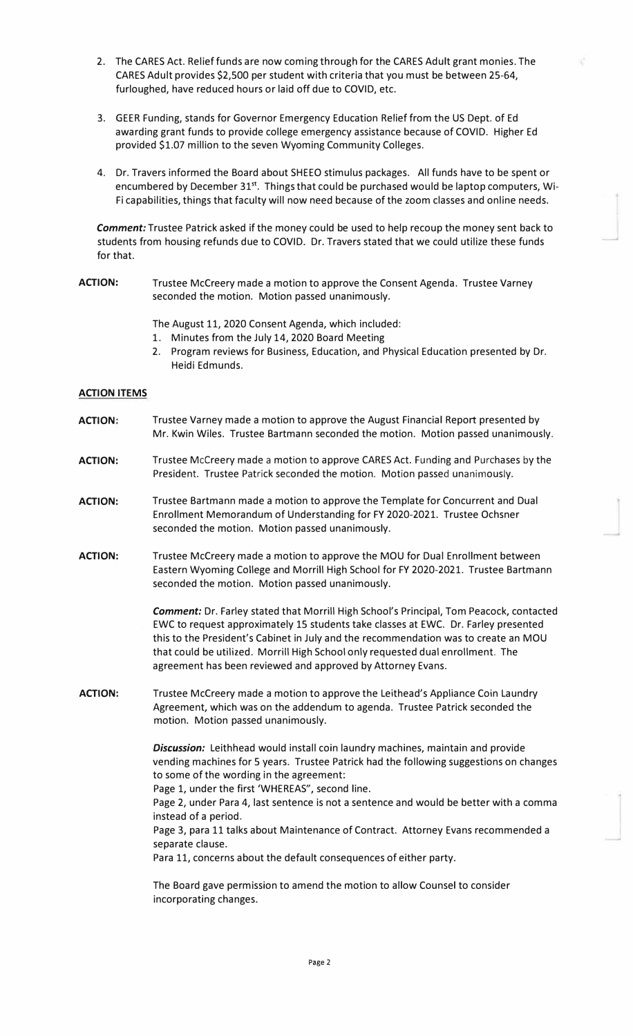2. The CARES Act. Relief funds are now coming through for the CARES Adult grant monies. The CARES Adult provides $2,500 per student with criteria that you must be between 25-64, furloughed, have reduced hours or laid off due to COVID, etc.

3. GEER Funding, stands for Governor Emergency Education Relief from the US Dept. of Ed awarding grant funds to provide college emergency assistance because of COVID. Higher Ed provided $1.07 million to the seven Wyoming Community Colleges.

4. Dr. Travers informed the Board about SHEEO stimulus packages. All funds have to be spent or encumbered by December 31st. Things that could be purchased would be laptop computers, Wi-Fi capabilities, things that faculty will now need because of the zoom classes and online needs.

***Comment:*** Trustee Patrick asked if the money could be used to help recoup the money sent back to students from housing refunds due to COVID. Dr. Travers stated that we could utilize these funds for that.

**ACTION:** Trustee McCreery made a motion to approve the Consent Agenda. Trustee Varney seconded the motion. Motion passed unanimously.

The August 11, 2020 Consent Agenda, which included:

1. Minutes from the July 14, 2020 Board Meeting
2. Program reviews for Business, Education, and Physical Education presented by Dr. Heidi Edmunds.

**ACTION ITEMS**

**ACTION:** Trustee Varney made a motion to approve the August Financial Report presented by Mr. Kwin Wiles. Trustee Bartmann seconded the motion. Motion passed unanimously.

**ACTION:** Trustee McCreery made a motion to approve CARES Act. Funding and Purchases by the President. Trustee Patrick seconded the motion. Motion passed unanimously.

**ACTION:** Trustee Bartmann made a motion to approve the Template for Concurrent and Dual Enrollment Memorandum of Understanding for FY 2020-2021. Trustee Ochsner seconded the motion. Motion passed unanimously.

**ACTION:** Trustee McCreery made a motion to approve the MOU for Dual Enrollment between Eastern Wyoming College and Morrill High School for FY 2020-2021. Trustee Bartmann seconded the motion. Motion passed unanimously.

***Comment:*** Dr. Farley stated that Morrill High School's Principal, Tom Peacock, contacted EWC to request approximately 15 students take classes at EWC. Dr. Farley presented this to the President's Cabinet in July and the recommendation was to create an MOU that could be utilized. Morrill High School only requested dual enrollment. The agreement has been reviewed and approved by Attorney Evans.

**ACTION:** Trustee McCreery made a motion to approve the Leithead's Appliance Coin Laundry Agreement, which was on the addendum to agenda. Trustee Patrick seconded the motion. Motion passed unanimously.

***Discussion:*** Leithhead would install coin laundry machines, maintain and provide vending machines for 5 years. Trustee Patrick had the following suggestions on changes to some of the wording in the agreement:
Page 1, under the first 'WHEREAS", second line.
Page 2, under Para 4, last sentence is not a sentence and would be better with a comma instead of a period.
Page 3, para 11 talks about Maintenance of Contract. Attorney Evans recommended a separate clause.
Para 11, concerns about the default consequences of either party.

The Board gave permission to amend the motion to allow Counsel to consider incorporating changes.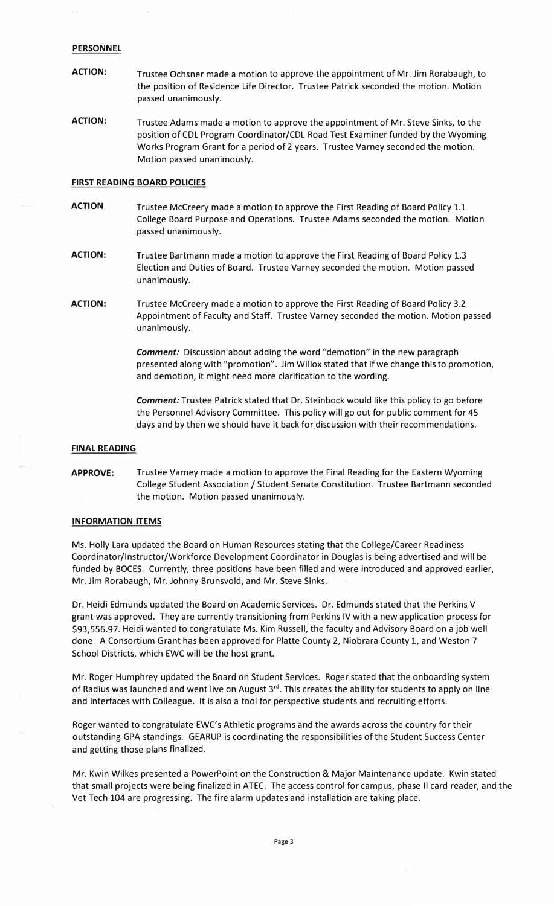**PERSONNEL**

**ACTION:** Trustee Ochsner made a motion to approve the appointment of Mr. Jim Rorabaugh, to the position of Residence Life Director. Trustee Patrick seconded the motion. Motion passed unanimously.

**ACTION:** Trustee Adams made a motion to approve the appointment of Mr. Steve Sinks, to the position of CDL Program Coordinator/CDL Road Test Examiner funded by the Wyoming Works Program Grant for a period of 2 years. Trustee Varney seconded the motion. Motion passed unanimously.

**FIRST READING BOARD POLICIES**

**ACTION** Trustee McCreery made a motion to approve the First Reading of Board Policy 1.1 College Board Purpose and Operations. Trustee Adams seconded the motion. Motion passed unanimously.

**ACTION:** Trustee Bartmann made a motion to approve the First Reading of Board Policy 1.3 Election and Duties of Board. Trustee Varney seconded the motion. Motion passed unanimously.

**ACTION:** Trustee McCreery made a motion to approve the First Reading of Board Policy 3.2 Appointment of Faculty and Staff. Trustee Varney seconded the motion. Motion passed unanimously.

***Comment:*** Discussion about adding the word "demotion" in the new paragraph presented along with "promotion". Jim Willox stated that if we change this to promotion, and demotion, it might need more clarification to the wording.

***Comment:*** Trustee Patrick stated that Dr. Steinbock would like this policy to go before the Personnel Advisory Committee. This policy will go out for public comment for 45 days and by then we should have it back for discussion with their recommendations.

**FINAL READING**

**APPROVE:** Trustee Varney made a motion to approve the Final Reading for the Eastern Wyoming College Student Association / Student Senate Constitution. Trustee Bartmann seconded the motion. Motion passed unanimously.

**INFORMATION ITEMS**

Ms. Holly Lara updated the Board on Human Resources stating that the College/Career Readiness Coordinator/Instructor/Workforce Development Coordinator in Douglas is being advertised and will be funded by BOCES. Currently, three positions have been filled and were introduced and approved earlier, Mr. Jim Rorabaugh, Mr. Johnny Brunsvold, and Mr. Steve Sinks.

Dr. Heidi Edmunds updated the Board on Academic Services. Dr. Edmunds stated that the Perkins V grant was approved. They are currently transitioning from Perkins IV with a new application process for $93,556.97. Heidi wanted to congratulate Ms. Kim Russell, the faculty and Advisory Board on a job well done. A Consortium Grant has been approved for Platte County 2, Niobrara County 1, and Weston 7 School Districts, which EWC will be the host grant.

Mr. Roger Humphrey updated the Board on Student Services. Roger stated that the onboarding system of Radius was launched and went live on August 3rd. This creates the ability for students to apply on line and interfaces with Colleague. It is also a tool for perspective students and recruiting efforts.

Roger wanted to congratulate EWC's Athletic programs and the awards across the country for their outstanding GPA standings. GEARUP is coordinating the responsibilities of the Student Success Center and getting those plans finalized.

Mr. Kwin Wilkes presented a PowerPoint on the Construction & Major Maintenance update. Kwin stated that small projects were being finalized in ATEC. The access control for campus, phase II card reader, and the Vet Tech 104 are progressing. The fire alarm updates and installation are taking place.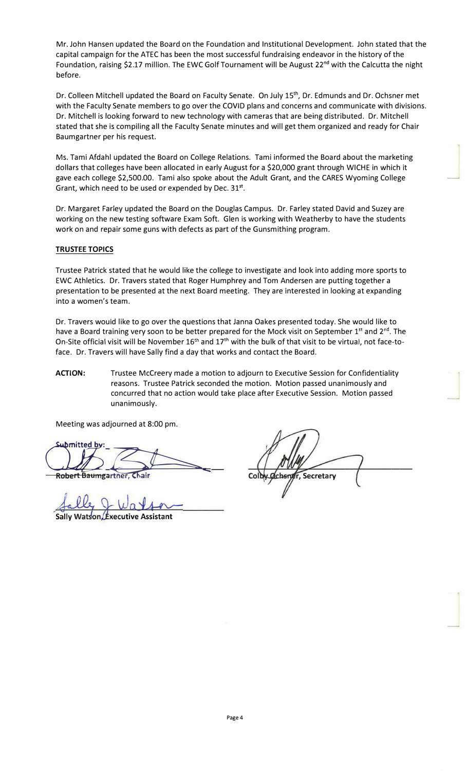Mr. John Hansen updated the Board on the Foundation and Institutional Development. John stated that the capital campaign for the ATEC has been the most successful fundraising endeavor in the history of the Foundation, raising $2.17 million. The EWC Golf Tournament will be August 22nd with the Calcutta the night before.

Dr. Colleen Mitchell updated the Board on Faculty Senate. On July 15th, Dr. Edmunds and Dr. Ochsner met with the Faculty Senate members to go over the COVID plans and concerns and communicate with divisions. Dr. Mitchell is looking forward to new technology with cameras that are being distributed. Dr. Mitchell stated that she is compiling all the Faculty Senate minutes and will get them organized and ready for Chair Baumgartner per his request.

Ms. Tami Afdahl updated the Board on College Relations. Tami informed the Board about the marketing dollars that colleges have been allocated in early August for a $20,000 grant through WICHE in which it gave each college $2,500.00. Tami also spoke about the Adult Grant, and the CARES Wyoming College Grant, which need to be used or expended by Dec. 31st.

Dr. Margaret Farley updated the Board on the Douglas Campus. Dr. Farley stated David and Suzey are working on the new testing software Exam Soft. Glen is working with Weatherby to have the students work on and repair some guns with defects as part of the Gunsmithing program.

**TRUSTEE TOPICS**

Trustee Patrick stated that he would like the college to investigate and look into adding more sports to EWC Athletics. Dr. Travers stated that Roger Humphrey and Tom Andersen are putting together a presentation to be presented at the next Board meeting. They are interested in looking at expanding into a women's team.

Dr. Travers would like to go over the questions that Janna Oakes presented today. She would like to have a Board training very soon to be better prepared for the Mock visit on September 1st and 2nd. The On-Site official visit will be November 16th and 17th with the bulk of that visit to be virtual, not face-to-face. Dr. Travers will have Sally find a day that works and contact the Board.

**ACTION:** Trustee McCreery made a motion to adjourn to Executive Session for Confidentiality reasons. Trustee Patrick seconded the motion. Motion passed unanimously and concurred that no action would take place after Executive Session. Motion passed unanimously.

Meeting was adjourned at 8:00 pm.

Submitted by:

Robert Baumgartner, Chair

Colby Ochsner, Secretary

Sally Watson, Executive Assistant